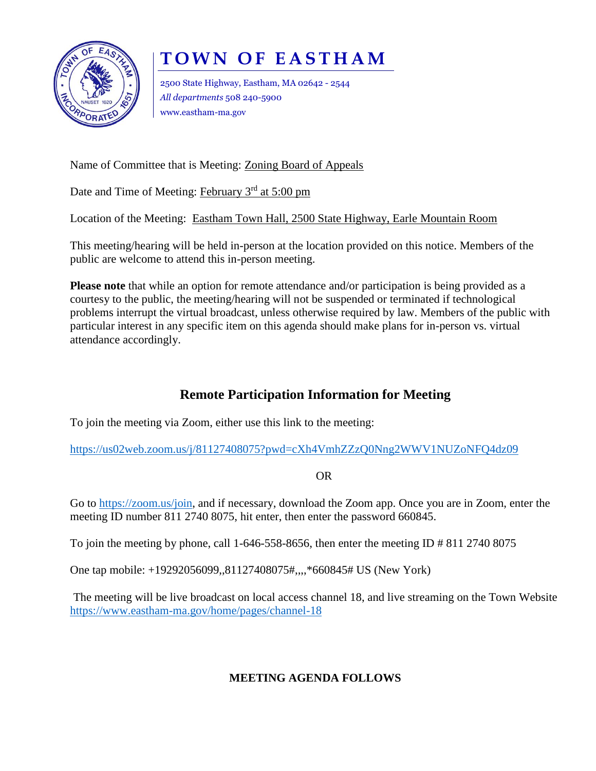# TOWN OF EASTHAM

2500 State Highway, Eastham, MA 02642 - 2544
*All departments* 508 240-5900
www.eastham-ma.gov

Name of Committee that is Meeting: Zoning Board of Appeals

Date and Time of Meeting: February 3rd at 5:00 pm

Location of the Meeting: Eastham Town Hall, 2500 State Highway, Earle Mountain Room

This meeting/hearing will be held in-person at the location provided on this notice. Members of the public are welcome to attend this in-person meeting.

**Please note** that while an option for remote attendance and/or participation is being provided as a courtesy to the public, the meeting/hearing will not be suspended or terminated if technological problems interrupt the virtual broadcast, unless otherwise required by law. Members of the public with particular interest in any specific item on this agenda should make plans for in-person vs. virtual attendance accordingly.

## Remote Participation Information for Meeting

To join the meeting via Zoom, either use this link to the meeting:

https://us02web.zoom.us/j/81127408075?pwd=cXh4VmhZZzQ0Nng2WWV1NUZoNFQ4dz09

OR

Go to https://zoom.us/join, and if necessary, download the Zoom app. Once you are in Zoom, enter the meeting ID number 811 2740 8075, hit enter, then enter the password 660845.

To join the meeting by phone, call 1-646-558-8656, then enter the meeting ID # 811 2740 8075

One tap mobile: +19292056099,,81127408075#,,,,*660845# US (New York)

The meeting will be live broadcast on local access channel 18, and live streaming on the Town Website https://www.eastham-ma.gov/home/pages/channel-18

**MEETING AGENDA FOLLOWS**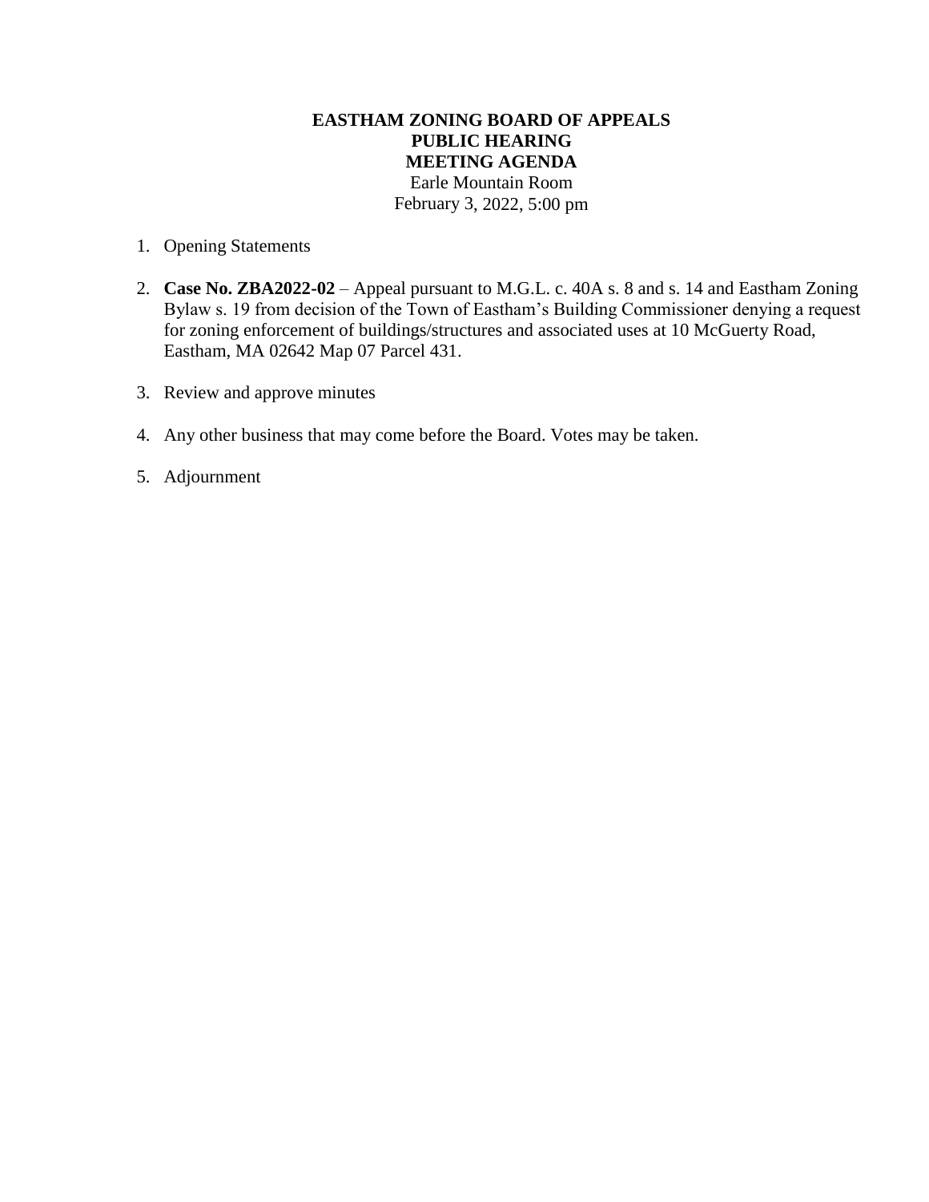**EASTHAM ZONING BOARD OF APPEALS**
**PUBLIC HEARING**
**MEETING AGENDA**
Earle Mountain Room
February 3, 2022, 5:00 pm

1. Opening Statements

2. **Case No. ZBA2022-02** – Appeal pursuant to M.G.L. c. 40A s. 8 and s. 14 and Eastham Zoning Bylaw s. 19 from decision of the Town of Eastham's Building Commissioner denying a request for zoning enforcement of buildings/structures and associated uses at 10 McGuerty Road, Eastham, MA 02642 Map 07 Parcel 431.

3. Review and approve minutes

4. Any other business that may come before the Board. Votes may be taken.

5. Adjournment